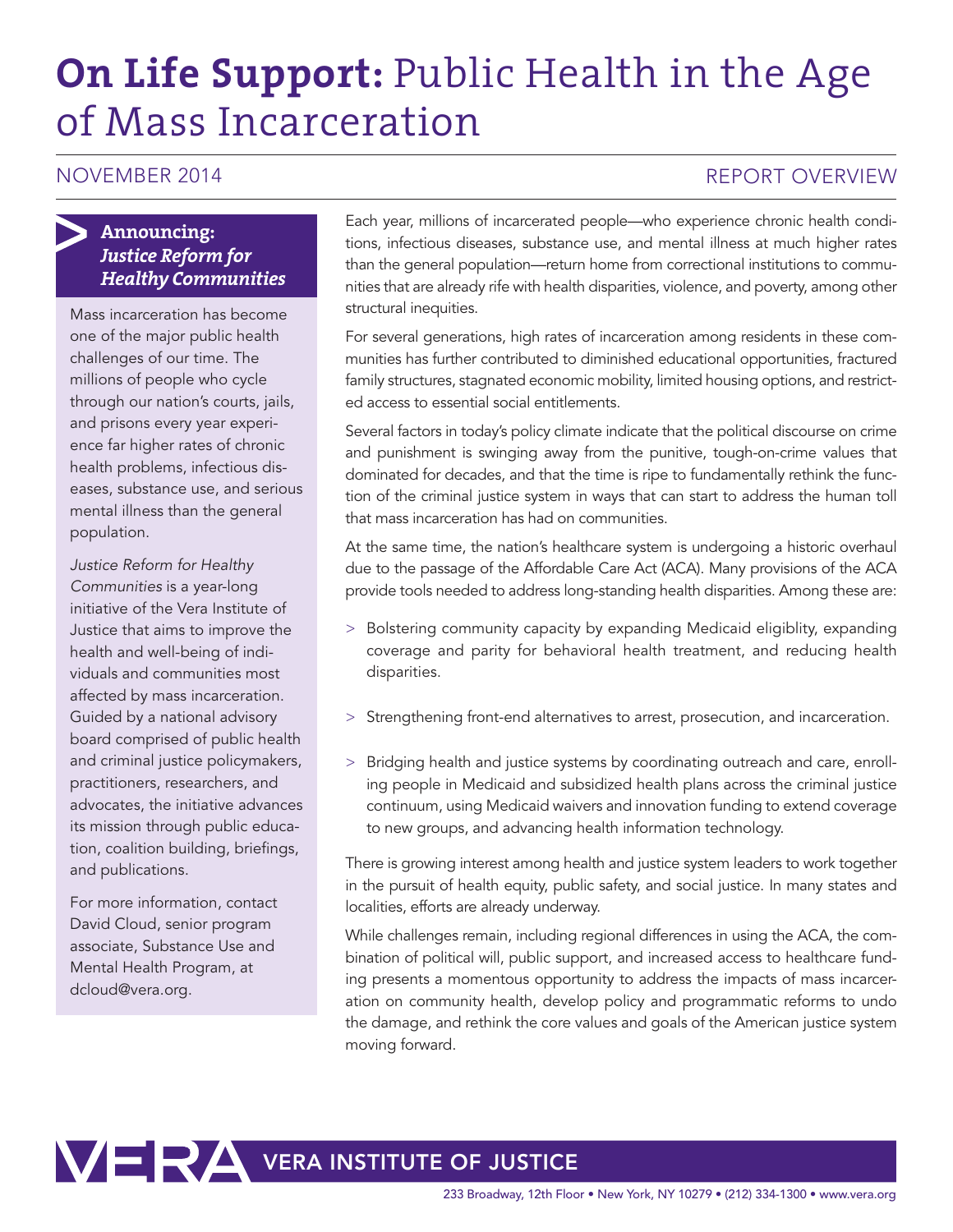# **On Life Support:** Public Health in the Age of Mass Incarceration

NOVEMBER 2014

REPORT OVERVIEW

Each year, millions of incarcerated people—who experience chronic health conditions, infectious diseases, substance use, and mental illness at much higher rates than the general population—return home from correctional institutions to communities that are already rife with health disparities, violence, and poverty, among other structural inequities.

For several generations, high rates of incarceration among residents in these communities has further contributed to diminished educational opportunities, fractured family structures, stagnated economic mobility, limited housing options, and restricted access to essential social entitlements.

Several factors in today's policy climate indicate that the political discourse on crime and punishment is swinging away from the punitive, tough-on-crime values that dominated for decades, and that the time is ripe to fundamentally rethink the function of the criminal justice system in ways that can start to address the human toll that mass incarceration has had on communities.

At the same time, the nation's healthcare system is undergoing a historic overhaul due to the passage of the Affordable Care Act (ACA). Many provisions of the ACA provide tools needed to address long-standing health disparities. Among these are:

> Bolstering community capacity by expanding Medicaid eligiblity, expanding coverage and parity for behavioral health treatment, and reducing health disparities.

> Strengthening front-end alternatives to arrest, prosecution, and incarceration.

> Bridging health and justice systems by coordinating outreach and care, enrolling people in Medicaid and subsidized health plans across the criminal justice continuum, using Medicaid waivers and innovation funding to extend coverage to new groups, and advancing health information technology.

There is growing interest among health and justice system leaders to work together in the pursuit of health equity, public safety, and social justice. In many states and localities, efforts are already underway.

While challenges remain, including regional differences in using the ACA, the combination of political will, public support, and increased access to healthcare funding presents a momentous opportunity to address the impacts of mass incarceration on community health, develop policy and programmatic reforms to undo the damage, and rethink the core values and goals of the American justice system moving forward.

### **Announcing:** ***Justice Reform for Healthy Communities***

Mass incarceration has become one of the major public health challenges of our time. The millions of people who cycle through our nation's courts, jails, and prisons every year experience far higher rates of chronic health problems, infectious diseases, substance use, and serious mental illness than the general population.

*Justice Reform for Healthy Communities* is a year-long initiative of the Vera Institute of Justice that aims to improve the health and well-being of individuals and communities most affected by mass incarceration. Guided by a national advisory board comprised of public health and criminal justice policymakers, practitioners, researchers, and advocates, the initiative advances its mission through public education, coalition building, briefings, and publications.

For more information, contact David Cloud, senior program associate, Substance Use and Mental Health Program, at dcloud@vera.org.

VERA INSTITUTE OF JUSTICE

233 Broadway, 12th Floor • New York, NY 10279 • (212) 334-1300 • www.vera.org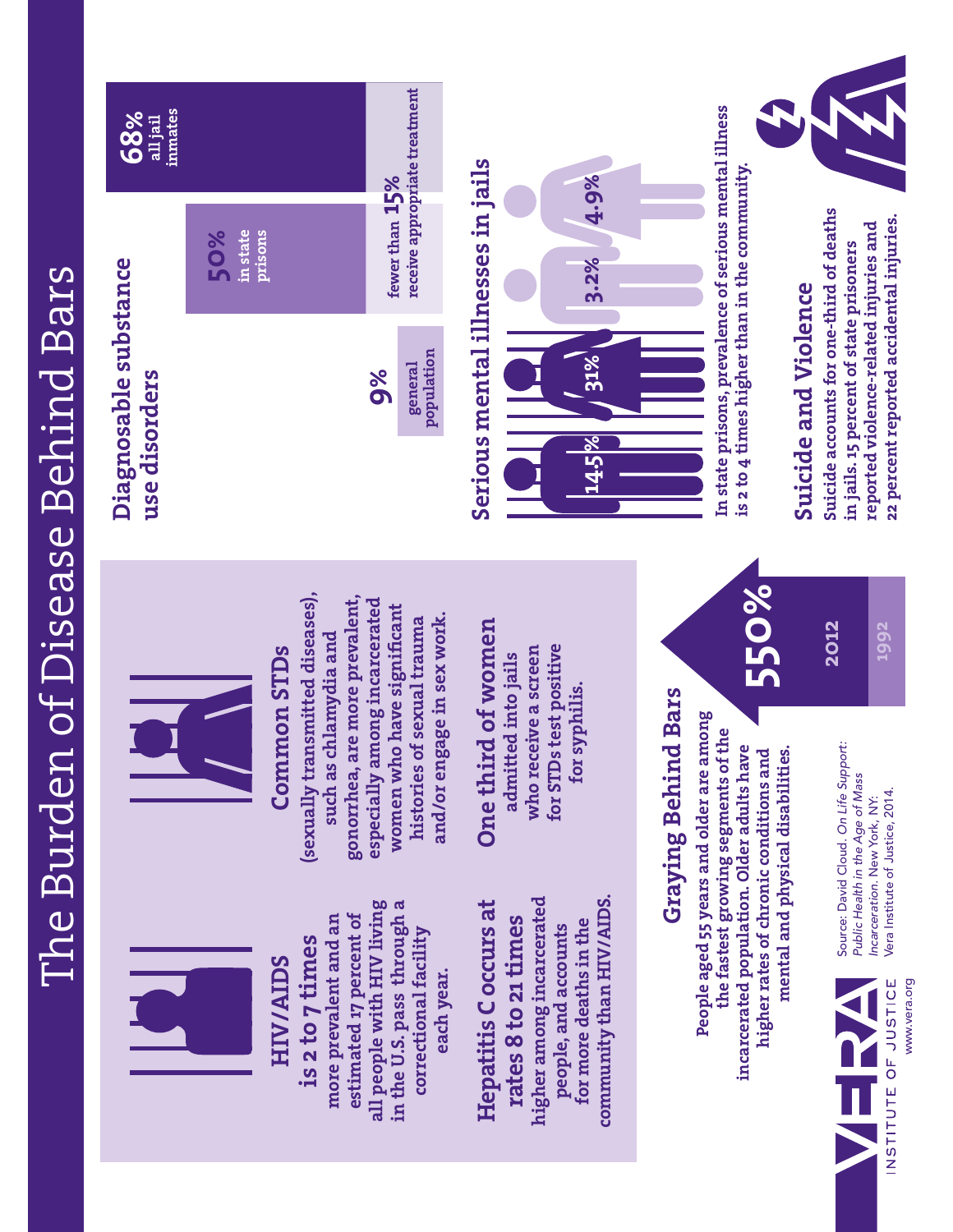# The Burden of Disease Behind Bars

## HIV/AIDS

**is 2 to 7 times**
**more prevalent and an estimated 17 percent of all people with HIV living in the U.S. pass through a correctional facility each year.**

## Common STDs

**(sexually transmitted diseases), such as chlamydia and gonorrhea, are more prevalent, especially among incarcerated women who have significant histories of sexual trauma and/or engage in sex work.**

## Hepatitis C occurs at rates 8 to 21 times

**higher among incarcerated people, and accounts for more deaths in the community than HIV/AIDS.**

## One third of women

**admitted into jails who receive a screen for STDs test positive for syphilis.**

## Graying Behind Bars

**People aged 55 years and older are among the fastest growing segments of the incarcerated population. Older adults have higher rates of chronic conditions and mental and physical disabilities.**

550%

2012

1992

## Diagnosable substance use disorders

68%
all jail inmates

50%
in state prisons

9%
general population

fewer than 15%
receive appropriate treatment

## Serious mental illnesses in jails

14.5%

31%

3.2%

4.9%

**In state prisons, prevalence of serious mental illness is 2 to 4 times higher than in the community.**

## Suicide and Violence

**Suicide accounts for one-third of deaths in jails. 15 percent of state prisoners reported violence-related injuries and 22 percent reported accidental injuries.**

VERA INSTITUTE OF JUSTICE
www.vera.org

Source: David Cloud. *On Life Support: Public Health in the Age of Mass Incarceration*. New York, NY: Vera Institute of Justice, 2014.